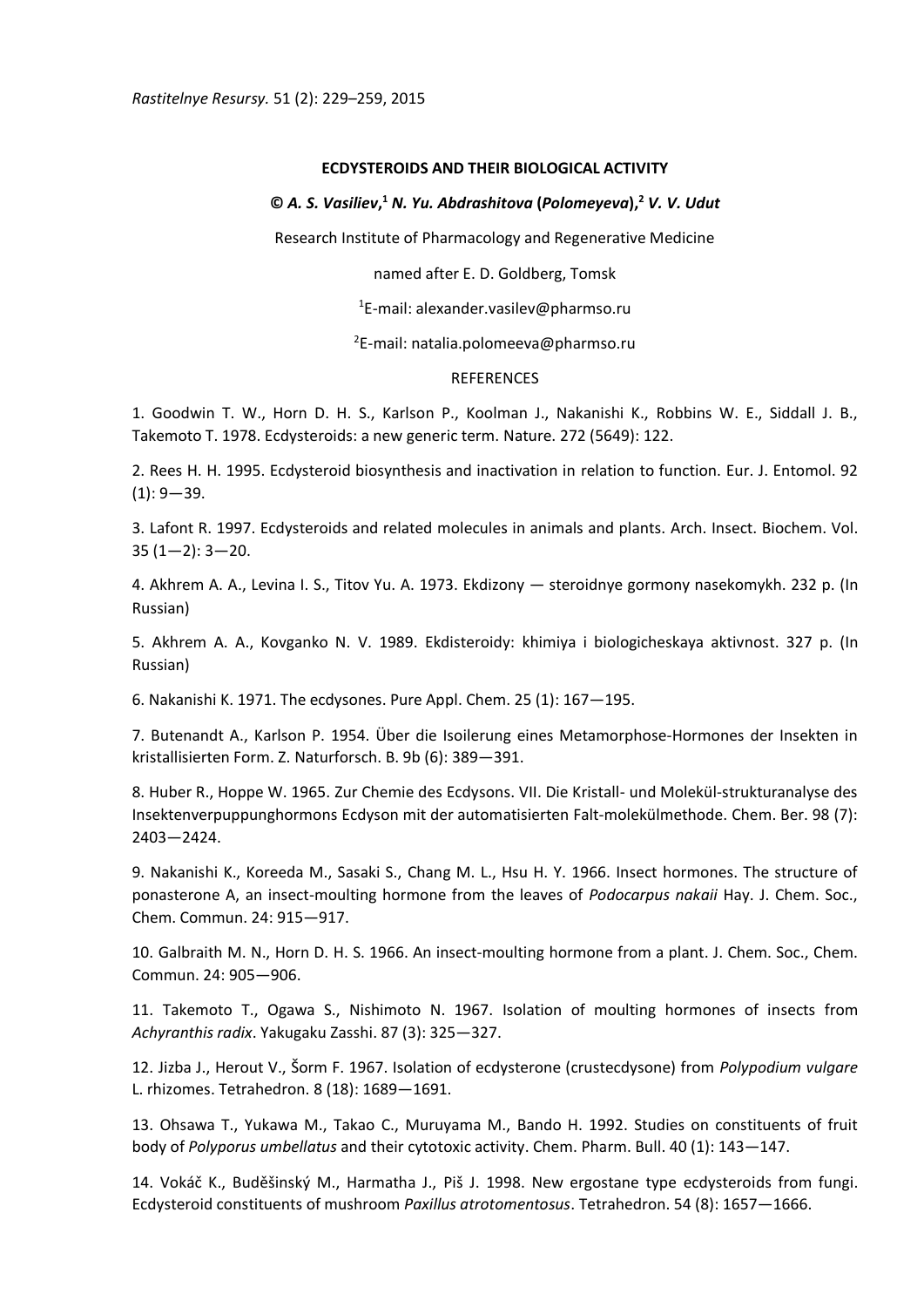*Rastitelnye Resursy.* 51 (2): 229–259, 2015

# ECDYSTEROIDS AND THEIR BIOLOGICAL ACTIVITY

**© *A. S. Vasiliev*,[1] *N. Yu. Abdrashitova* (*Polomeyeva*),[2] *V. V. Udut***

Research Institute of Pharmacology and Regenerative Medicine

named after E. D. Goldberg, Tomsk

[1]E-mail: alexander.vasilev@pharmso.ru

[2]E-mail: natalia.polomeeva@pharmso.ru

## REFERENCES

1. Goodwin T. W., Horn D. H. S., Karlson P., Koolman J., Nakanishi K., Robbins W. E., Siddall J. B., Takemoto T. 1978. Ecdysteroids: a new generic term. Nature. 272 (5649): 122.

2. Rees H. H. 1995. Ecdysteroid biosynthesis and inactivation in relation to function. Eur. J. Entomol. 92 (1): 9—39.

3. Lafont R. 1997. Ecdysteroids and related molecules in animals and plants. Arch. Insect. Biochem. Vol. 35 (1—2): 3—20.

4. Akhrem A. A., Levina I. S., Titov Yu. A. 1973. Ekdizony — steroidnye gormony nasekomykh. 232 p. (In Russian)

5. Akhrem A. A., Kovganko N. V. 1989. Ekdisteroidy: khimiya i biologicheskaya aktivnost. 327 p. (In Russian)

6. Nakanishi K. 1971. The ecdysones. Pure Appl. Chem. 25 (1): 167—195.

7. Butenandt A., Karlson P. 1954. Über die Isoilerung eines Metamorphose-Hormones der Insekten in kristallisierten Form. Z. Naturforsch. B. 9b (6): 389—391.

8. Huber R., Hoppe W. 1965. Zur Chemie des Ecdysons. VII. Die Kristall- und Molekül-strukturanalyse des Insektenverpuppunghormons Ecdyson mit der automatisierten Falt-molekülmethode. Chem. Ber. 98 (7): 2403—2424.

9. Nakanishi K., Koreeda M., Sasaki S., Chang M. L., Hsu H. Y. 1966. Insect hormones. The structure of ponasterone A, an insect-moulting hormone from the leaves of *Podocarpus nakaii* Hay. J. Chem. Soc., Chem. Commun. 24: 915—917.

10. Galbraith M. N., Horn D. H. S. 1966. An insect-moulting hormone from a plant. J. Chem. Soc., Chem. Commun. 24: 905—906.

11. Takemoto T., Ogawa S., Nishimoto N. 1967. Isolation of moulting hormones of insects from *Achyranthis radix*. Yakugaku Zasshi. 87 (3): 325—327.

12. Jizba J., Herout V., Šorm F. 1967. Isolation of ecdysterone (crustecdysone) from *Polypodium vulgare* L. rhizomes. Tetrahedron. 8 (18): 1689—1691.

13. Ohsawa T., Yukawa M., Takao C., Muruyama M., Bando H. 1992. Studies on constituents of fruit body of *Polyporus umbellatus* and their cytotoxic activity. Chem. Pharm. Bull. 40 (1): 143—147.

14. Vokáč K., Buděšinský M., Harmatha J., Piš J. 1998. New ergostane type ecdysteroids from fungi. Ecdysteroid constituents of mushroom *Paxillus atrotomentosus*. Tetrahedron. 54 (8): 1657—1666.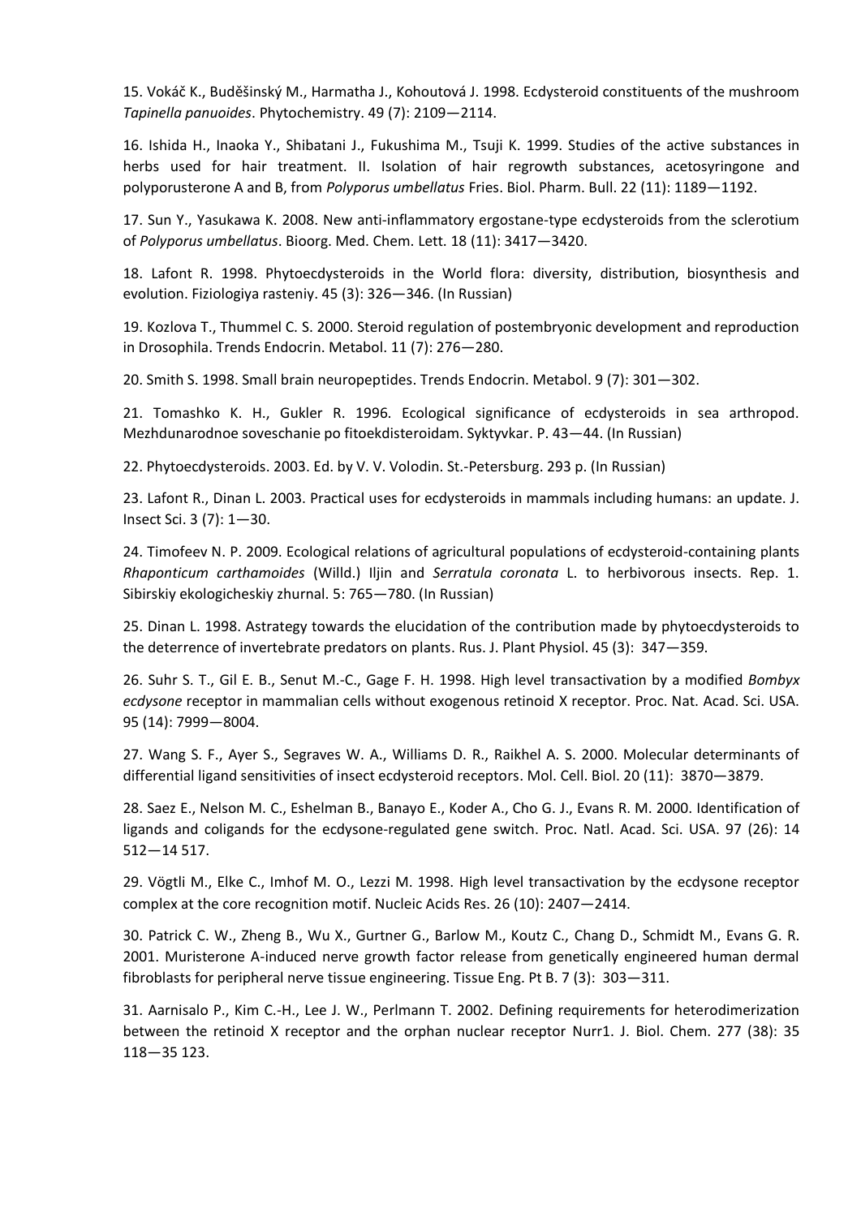15. Vokáč K., Buděšinský M., Harmatha J., Kohoutová J. 1998. Ecdysteroid constituents of the mushroom *Tapinella panuoides*. Phytochemistry. 49 (7): 2109—2114.

16. Ishida H., Inaoka Y., Shibatani J., Fukushima M., Tsuji K. 1999. Studies of the active substances in herbs used for hair treatment. II. Isolation of hair regrowth substances, acetosyringone and polyporusterone A and B, from *Polyporus umbellatus* Fries. Biol. Pharm. Bull. 22 (11): 1189—1192.

17. Sun Y., Yasukawa K. 2008. New anti-inflammatory ergostane-type ecdysteroids from the sclerotium of *Polyporus umbellatus*. Bioorg. Med. Chem. Lett. 18 (11): 3417—3420.

18. Lafont R. 1998. Phytoecdysteroids in the World flora: diversity, distribution, biosynthesis and evolution. Fiziologiya rasteniy. 45 (3): 326—346. (In Russian)

19. Kozlova T., Thummel C. S. 2000. Steroid regulation of postembryonic development and reproduction in Drosophila. Trends Endocrin. Metabol. 11 (7): 276—280.

20. Smith S. 1998. Small brain neuropeptides. Trends Endocrin. Metabol. 9 (7): 301—302.

21. Tomashko K. H., Gukler R. 1996. Ecological significance of ecdysteroids in sea arthropod. Mezhdunarodnoe soveschanie po fitoekdisteroidam. Syktyvkar. P. 43—44. (In Russian)

22. Phytoecdysteroids. 2003. Ed. by V. V. Volodin. St.-Petersburg. 293 p. (In Russian)

23. Lafont R., Dinan L. 2003. Practical uses for ecdysteroids in mammals including humans: an update. J. Insect Sci. 3 (7): 1—30.

24. Timofeev N. P. 2009. Ecological relations of agricultural populations of ecdysteroid-containing plants *Rhaponticum carthamoides* (Willd.) Iljin and *Serratula coronata* L. to herbivorous insects. Rep. 1. Sibirskiy ekologicheskiy zhurnal. 5: 765—780. (In Russian)

25. Dinan L. 1998. Astrategy towards the elucidation of the contribution made by phytoecdysteroids to the deterrence of invertebrate predators on plants. Rus. J. Plant Physiol. 45 (3): 347—359.

26. Suhr S. T., Gil E. B., Senut M.-C., Gage F. H. 1998. High level transactivation by a modified *Bombyx ecdysone* receptor in mammalian cells without exogenous retinoid X receptor. Proc. Nat. Acad. Sci. USA. 95 (14): 7999—8004.

27. Wang S. F., Ayer S., Segraves W. A., Williams D. R., Raikhel A. S. 2000. Molecular determinants of differential ligand sensitivities of insect ecdysteroid receptors. Mol. Cell. Biol. 20 (11): 3870—3879.

28. Saez E., Nelson M. C., Eshelman B., Banayo E., Koder A., Cho G. J., Evans R. M. 2000. Identification of ligands and coligands for the ecdysone-regulated gene switch. Proc. Natl. Acad. Sci. USA. 97 (26): 14 512—14 517.

29. Vögtli M., Elke C., Imhof M. O., Lezzi M. 1998. High level transactivation by the ecdysone receptor complex at the core recognition motif. Nucleic Acids Res. 26 (10): 2407—2414.

30. Patrick C. W., Zheng B., Wu X., Gurtner G., Barlow M., Koutz C., Chang D., Schmidt M., Evans G. R. 2001. Muristerone A-induced nerve growth factor release from genetically engineered human dermal fibroblasts for peripheral nerve tissue engineering. Tissue Eng. Pt B. 7 (3): 303—311.

31. Aarnisalo P., Kim C.-H., Lee J. W., Perlmann T. 2002. Defining requirements for heterodimerization between the retinoid X receptor and the orphan nuclear receptor Nurr1. J. Biol. Chem. 277 (38): 35 118—35 123.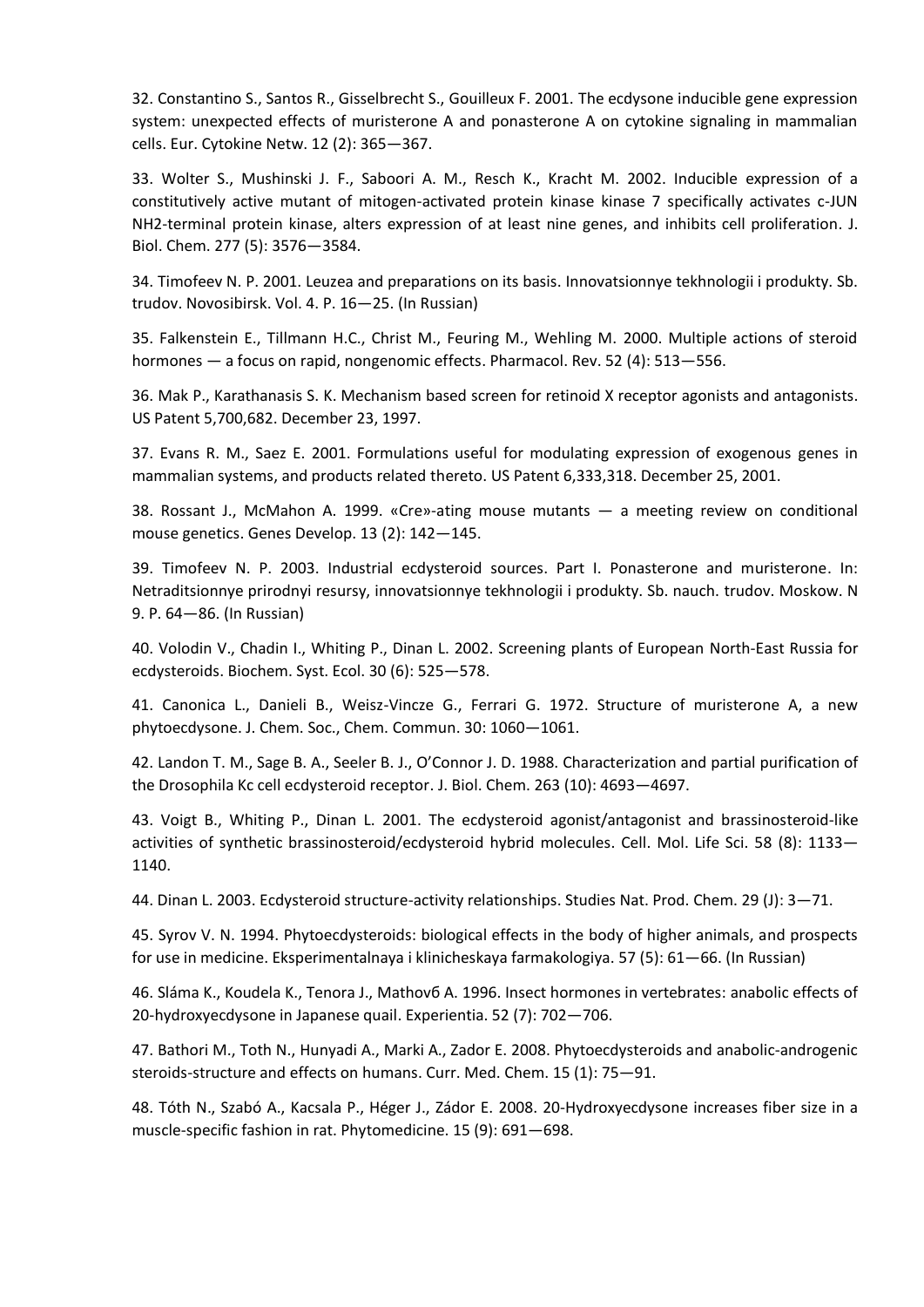32. Constantino S., Santos R., Gisselbrecht S., Gouilleux F. 2001. The ecdysone inducible gene expression system: unexpected effects of muristerone A and ponasterone A on cytokine signaling in mammalian cells. Eur. Cytokine Netw. 12 (2): 365—367.

33. Wolter S., Mushinski J. F., Saboori A. M., Resch K., Kracht M. 2002. Inducible expression of a constitutively active mutant of mitogen-activated protein kinase kinase 7 specifically activates c-JUN NH2-terminal protein kinase, alters expression of at least nine genes, and inhibits cell proliferation. J. Biol. Chem. 277 (5): 3576—3584.

34. Timofeev N. P. 2001. Leuzea and preparations on its basis. Innovatsionnye tekhnologii i produkty. Sb. trudov. Novosibirsk. Vol. 4. P. 16—25. (In Russian)

35. Falkenstein E., Tillmann H.C., Christ M., Feuring M., Wehling M. 2000. Multiple actions of steroid hormones — a focus on rapid, nongenomic effects. Pharmacol. Rev. 52 (4): 513—556.

36. Mak P., Karathanasis S. K. Mechanism based screen for retinoid X receptor agonists and antagonists. US Patent 5,700,682. December 23, 1997.

37. Evans R. M., Saez E. 2001. Formulations useful for modulating expression of exogenous genes in mammalian systems, and products related thereto. US Patent 6,333,318. December 25, 2001.

38. Rossant J., McMahon A. 1999. «Cre»-ating mouse mutants — a meeting review on conditional mouse genetics. Genes Develop. 13 (2): 142—145.

39. Timofeev N. P. 2003. Industrial ecdysteroid sources. Part I. Ponasterone and muristerone. In: Netraditsionnye prirodnyi resursy, innovatsionnye tekhnologii i produkty. Sb. nauch. trudov. Moskow. N 9. P. 64—86. (In Russian)

40. Volodin V., Chadin I., Whiting P., Dinan L. 2002. Screening plants of European North-East Russia for ecdysteroids. Biochem. Syst. Ecol. 30 (6): 525—578.

41. Canonica L., Danieli B., Weisz-Vincze G., Ferrari G. 1972. Structure of muristerone A, a new phytoecdysone. J. Chem. Soc., Chem. Commun. 30: 1060—1061.

42. Landon T. M., Sage B. A., Seeler B. J., O'Connor J. D. 1988. Characterization and partial purification of the Drosophila Kc cell ecdysteroid receptor. J. Biol. Chem. 263 (10): 4693—4697.

43. Voigt B., Whiting P., Dinan L. 2001. The ecdysteroid agonist/antagonist and brassinosteroid-like activities of synthetic brassinosteroid/ecdysteroid hybrid molecules. Cell. Mol. Life Sci. 58 (8): 1133—1140.

44. Dinan L. 2003. Ecdysteroid structure-activity relationships. Studies Nat. Prod. Chem. 29 (J): 3—71.

45. Syrov V. N. 1994. Phytoecdysteroids: biological effects in the body of higher animals, and prospects for use in medicine. Eksperimentalnaya i klinicheskaya farmakologiya. 57 (5): 61—66. (In Russian)

46. Sláma K., Koudela K., Tenora J., Mathovб A. 1996. Insect hormones in vertebrates: anabolic effects of 20-hydroxyecdysone in Japanese quail. Experientia. 52 (7): 702—706.

47. Bathori M., Toth N., Hunyadi A., Marki A., Zador E. 2008. Phytoecdysteroids and anabolic-androgenic steroids-structure and effects on humans. Curr. Med. Chem. 15 (1): 75—91.

48. Tóth N., Szabó A., Kacsala P., Héger J., Zádor E. 2008. 20-Hydroxyecdysone increases fiber size in a muscle-specific fashion in rat. Phytomedicine. 15 (9): 691—698.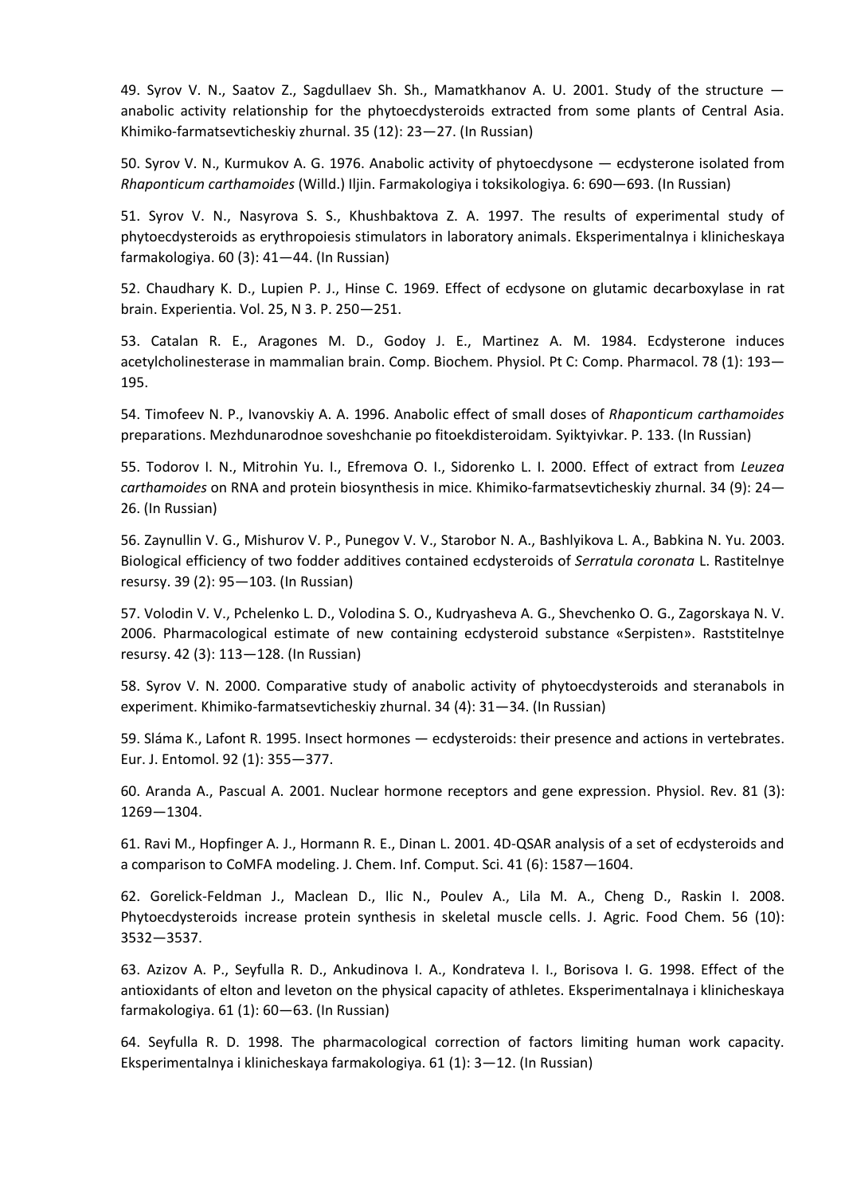49. Syrov V. N., Saatov Z., Sagdullaev Sh. Sh., Mamatkhanov A. U. 2001. Study of the structure — anabolic activity relationship for the phytoecdysteroids extracted from some plants of Central Asia. Khimiko-farmatsevticheskiy zhurnal. 35 (12): 23—27. (In Russian)

50. Syrov V. N., Kurmukov A. G. 1976. Anabolic activity of phytoecdysone — ecdysterone isolated from *Rhaponticum carthamoides* (Willd.) Iljin. Farmakologiya i toksikologiya. 6: 690—693. (In Russian)

51. Syrov V. N., Nasyrova S. S., Khushbaktova Z. A. 1997. The results of experimental study of phytoecdysteroids as erythropoiesis stimulators in laboratory animals. Eksperimentalnya i klinicheskaya farmakologiya. 60 (3): 41—44. (In Russian)

52. Chaudhary K. D., Lupien P. J., Hinse C. 1969. Effect of ecdysone on glutamic decarboxylase in rat brain. Experientia. Vol. 25, N 3. P. 250—251.

53. Catalan R. E., Aragones M. D., Godoy J. E., Martinez A. M. 1984. Ecdysterone induces acetylcholinesterase in mammalian brain. Comp. Biochem. Physiol. Pt C: Comp. Pharmacol. 78 (1): 193—195.

54. Timofeev N. P., Ivanovskiy A. A. 1996. Anabolic effect of small doses of *Rhaponticum carthamoides* preparations. Mezhdunarodnoe soveshchanie po fitoekdisteroidam. Syiktyivkar. P. 133. (In Russian)

55. Todorov I. N., Mitrohin Yu. I., Efremova O. I., Sidorenko L. I. 2000. Effect of extract from *Leuzea carthamoides* on RNA and protein biosynthesis in mice. Khimiko-farmatsevticheskiy zhurnal. 34 (9): 24—26. (In Russian)

56. Zaynullin V. G., Mishurov V. P., Punegov V. V., Starobor N. A., Bashlyikova L. A., Babkina N. Yu. 2003. Biological efficiency of two fodder additives contained ecdysteroids of *Serratula coronata* L. Rastitelnye resursy. 39 (2): 95—103. (In Russian)

57. Volodin V. V., Pchelenko L. D., Volodina S. O., Kudryasheva A. G., Shevchenko O. G., Zagorskaya N. V. 2006. Pharmacological estimate of new containing ecdysteroid substance «Serpisten». Raststitelnye resursy. 42 (3): 113—128. (In Russian)

58. Syrov V. N. 2000. Comparative study of anabolic activity of phytoecdysteroids and steranabols in experiment. Khimiko-farmatsevticheskiy zhurnal. 34 (4): 31—34. (In Russian)

59. Sláma K., Lafont R. 1995. Insect hormones — ecdysteroids: their presence and actions in vertebrates. Eur. J. Entomol. 92 (1): 355—377.

60. Aranda A., Pascual A. 2001. Nuclear hormone receptors and gene expression. Physiol. Rev. 81 (3): 1269—1304.

61. Ravi M., Hopfinger A. J., Hormann R. E., Dinan L. 2001. 4D-QSAR analysis of a set of ecdysteroids and a comparison to CoMFA modeling. J. Chem. Inf. Comput. Sci. 41 (6): 1587—1604.

62. Gorelick-Feldman J., Maclean D., Ilic N., Poulev A., Lila M. A., Cheng D., Raskin I. 2008. Phytoecdysteroids increase protein synthesis in skeletal muscle cells. J. Agric. Food Chem. 56 (10): 3532—3537.

63. Azizov A. P., Seyfulla R. D., Ankudinova I. A., Kondrateva I. I., Borisova I. G. 1998. Effect of the antioxidants of elton and leveton on the physical capacity of athletes. Eksperimentalnaya i klinicheskaya farmakologiya. 61 (1): 60—63. (In Russian)

64. Seyfulla R. D. 1998. The pharmacological correction of factors limiting human work capacity. Eksperimentalnya i klinicheskaya farmakologiya. 61 (1): 3—12. (In Russian)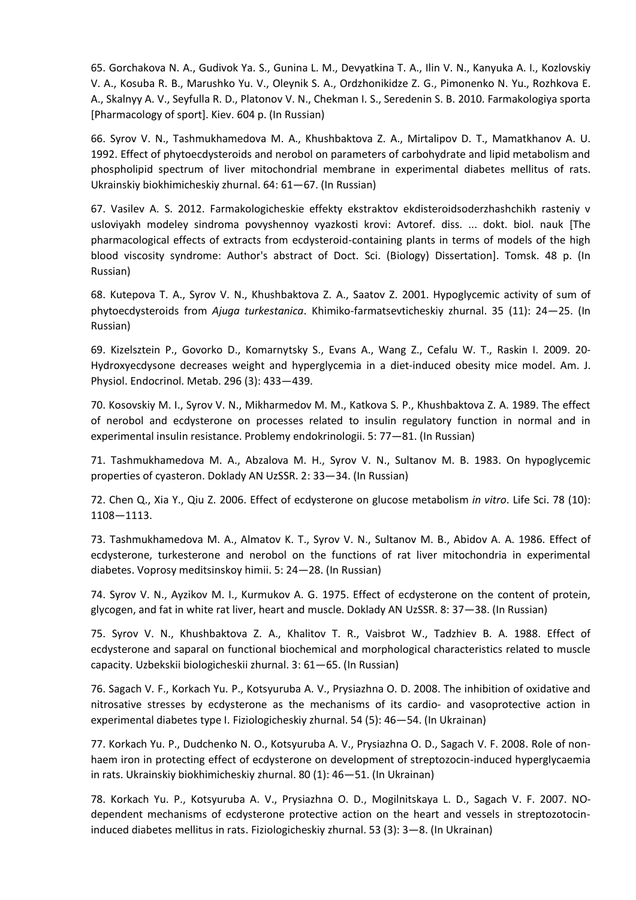65. Gorchakova N. A., Gudivok Ya. S., Gunina L. M., Devyatkina T. A., Ilin V. N., Kanyuka A. I., Kozlovskiy V. A., Kosuba R. B., Marushko Yu. V., Oleynik S. A., Ordzhonikidze Z. G., Pimonenko N. Yu., Rozhkova E. A., Skalnyy A. V., Seyfulla R. D., Platonov V. N., Chekman I. S., Seredenin S. B. 2010. Farmakologiya sporta [Pharmacology of sport]. Kiev. 604 p. (In Russian)

66. Syrov V. N., Tashmukhamedova M. A., Khushbaktova Z. A., Mirtalipov D. T., Mamatkhanov A. U. 1992. Effect of phytoecdysteroids and nerobol on parameters of carbohydrate and lipid metabolism and phospholipid spectrum of liver mitochondrial membrane in experimental diabetes mellitus of rats. Ukrainskiy biokhimicheskiy zhurnal. 64: 61—67. (In Russian)

67. Vasilev A. S. 2012. Farmakologicheskie effekty ekstraktov ekdisteroidsoderzhashchikh rasteniy v usloviyakh modeley sindroma povyshennoy vyazkosti krovi: Avtoref. diss. ... dokt. biol. nauk [The pharmacological effects of extracts from ecdysteroid-containing plants in terms of models of the high blood viscosity syndrome: Author's abstract of Doct. Sci. (Biology) Dissertation]. Tomsk. 48 p. (In Russian)

68. Kutepova T. A., Syrov V. N., Khushbaktova Z. A., Saatov Z. 2001. Hypoglycemic activity of sum of phytoecdysteroids from *Ajuga turkestanica*. Khimiko-farmatsevticheskiy zhurnal. 35 (11): 24—25. (In Russian)

69. Kizelsztein P., Govorko D., Komarnytsky S., Evans A., Wang Z., Cefalu W. T., Raskin I. 2009. 20-Hydroxyecdysone decreases weight and hyperglycemia in a diet-induced obesity mice model. Am. J. Physiol. Endocrinol. Metab. 296 (3): 433—439.

70. Kosovskiy M. I., Syrov V. N., Mikharmedov M. M., Katkova S. P., Khushbaktova Z. A. 1989. The effect of nerobol and ecdysterone on processes related to insulin regulatory function in normal and in experimental insulin resistance. Problemy endokrinologii. 5: 77—81. (In Russian)

71. Tashmukhamedova M. A., Abzalova M. H., Syrov V. N., Sultanov M. B. 1983. On hypoglycemic properties of cyasteron. Doklady AN UzSSR. 2: 33—34. (In Russian)

72. Chen Q., Xia Y., Qiu Z. 2006. Effect of ecdysterone on glucose metabolism *in vitro*. Life Sci. 78 (10): 1108—1113.

73. Tashmukhamedova M. A., Almatov K. T., Syrov V. N., Sultanov M. B., Abidov A. A. 1986. Effect of ecdysterone, turkesterone and nerobol on the functions of rat liver mitochondria in experimental diabetes. Voprosy meditsinskoy himii. 5: 24—28. (In Russian)

74. Syrov V. N., Ayzikov M. I., Kurmukov A. G. 1975. Effect of ecdysterone on the content of protein, glycogen, and fat in white rat liver, heart and muscle. Doklady AN UzSSR. 8: 37—38. (In Russian)

75. Syrov V. N., Khushbaktova Z. A., Khalitov T. R., Vaisbrot W., Tadzhiev B. A. 1988. Effect of ecdysterone and saparal on functional biochemical and morphological characteristics related to muscle capacity. Uzbekskii biologicheskii zhurnal. 3: 61—65. (In Russian)

76. Sagach V. F., Korkach Yu. P., Kotsyuruba A. V., Prysiazhna O. D. 2008. The inhibition of oxidative and nitrosative stresses by ecdysterone as the mechanisms of its cardio- and vasoprotective action in experimental diabetes type I. Fiziologicheskiy zhurnal. 54 (5): 46—54. (In Ukrainan)

77. Korkach Yu. P., Dudchenko N. O., Kotsyuruba A. V., Prysiazhna O. D., Sagach V. F. 2008. Role of non-haem iron in protecting effect of ecdysterone on development of streptozocin-induced hyperglycaemia in rats. Ukrainskiy biokhimicheskiy zhurnal. 80 (1): 46—51. (In Ukrainan)

78. Korkach Yu. P., Kotsyuruba A. V., Prysiazhna O. D., Mogilnitskaya L. D., Sagach V. F. 2007. NO-dependent mechanisms of ecdysterone protective action on the heart and vessels in streptozotocin-induced diabetes mellitus in rats. Fiziologicheskiy zhurnal. 53 (3): 3—8. (In Ukrainan)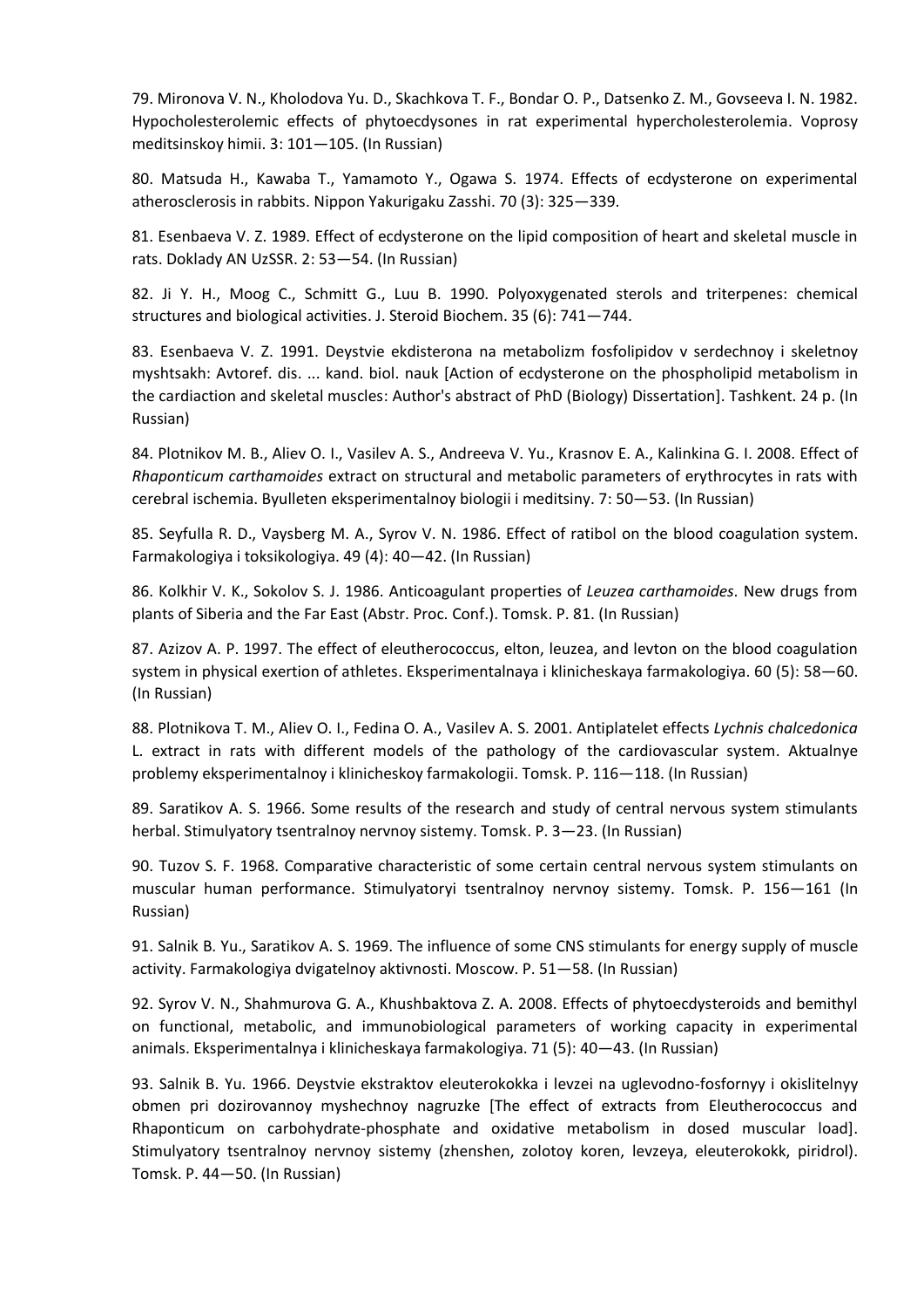79. Mironova V. N., Kholodova Yu. D., Skachkova T. F., Bondar O. P., Datsenko Z. M., Govseeva I. N. 1982. Hypocholesterolemic effects of phytoecdysones in rat experimental hypercholesterolemia. Voprosy meditsinskoy himii. 3: 101—105. (In Russian)

80. Matsuda H., Kawaba T., Yamamoto Y., Ogawa S. 1974. Effects of ecdysterone on experimental atherosclerosis in rabbits. Nippon Yakurigaku Zasshi. 70 (3): 325—339.

81. Esenbaeva V. Z. 1989. Effect of ecdysterone on the lipid composition of heart and skeletal muscle in rats. Doklady AN UzSSR. 2: 53—54. (In Russian)

82. Ji Y. H., Moog C., Schmitt G., Luu B. 1990. Polyoxygenated sterols and triterpenes: chemical structures and biological activities. J. Steroid Biochem. 35 (6): 741—744.

83. Esenbaeva V. Z. 1991. Deystvie ekdisterona na metabolizm fosfolipidov v serdechnoy i skeletnoy myshtsakh: Avtoref. dis. ... kand. biol. nauk [Action of ecdysterone on the phospholipid metabolism in the cardiaction and skeletal muscles: Author's abstract of PhD (Biology) Dissertation]. Tashkent. 24 p. (In Russian)

84. Plotnikov M. B., Aliev O. I., Vasilev A. S., Andreeva V. Yu., Krasnov E. A., Kalinkina G. I. 2008. Effect of *Rhaponticum carthamoides* extract on structural and metabolic parameters of erythrocytes in rats with cerebral ischemia. Byulleten eksperimentalnoy biologii i meditsiny. 7: 50—53. (In Russian)

85. Seyfulla R. D., Vaysberg M. A., Syrov V. N. 1986. Effect of ratibol on the blood coagulation system. Farmakologiya i toksikologiya. 49 (4): 40—42. (In Russian)

86. Kolkhir V. K., Sokolov S. J. 1986. Anticoagulant properties of *Leuzea carthamoides*. New drugs from plants of Siberia and the Far East (Abstr. Proc. Conf.). Tomsk. P. 81. (In Russian)

87. Azizov A. P. 1997. The effect of eleutherococcus, elton, leuzea, and levton on the blood coagulation system in physical exertion of athletes. Eksperimentalnaya i klinicheskaya farmakologiya. 60 (5): 58—60. (In Russian)

88. Plotnikova T. M., Aliev O. I., Fedina O. A., Vasilev A. S. 2001. Antiplatelet effects *Lychnis chalcedonica* L. extract in rats with different models of the pathology of the cardiovascular system. Aktualnye problemy eksperimentalnoy i klinicheskoy farmakologii. Tomsk. P. 116—118. (In Russian)

89. Saratikov A. S. 1966. Some results of the research and study of central nervous system stimulants herbal. Stimulyatory tsentralnoy nervnoy sistemy. Tomsk. P. 3—23. (In Russian)

90. Tuzov S. F. 1968. Comparative characteristic of some certain central nervous system stimulants on muscular human performance. Stimulyatoryi tsentralnoy nervnoy sistemy. Tomsk. P. 156—161 (In Russian)

91. Salnik B. Yu., Saratikov A. S. 1969. The influence of some CNS stimulants for energy supply of muscle activity. Farmakologiya dvigatelnoy aktivnosti. Moscow. P. 51—58. (In Russian)

92. Syrov V. N., Shahmurova G. A., Khushbaktova Z. A. 2008. Effects of phytoecdysteroids and bemithyl on functional, metabolic, and immunobiological parameters of working capacity in experimental animals. Eksperimentalnya i klinicheskaya farmakologiya. 71 (5): 40—43. (In Russian)

93. Salnik B. Yu. 1966. Deystvie ekstraktov eleuterokokka i levzei na uglevodno-fosfornyy i okislitelnyy obmen pri dozirovannoy myshechnoy nagruzke [The effect of extracts from Eleutherococcus and Rhaponticum on carbohydrate-phosphate and oxidative metabolism in dosed muscular load]. Stimulyatory tsentralnoy nervnoy sistemy (zhenshen, zolotoy koren, levzeya, eleuterokokk, piridrol). Tomsk. P. 44—50. (In Russian)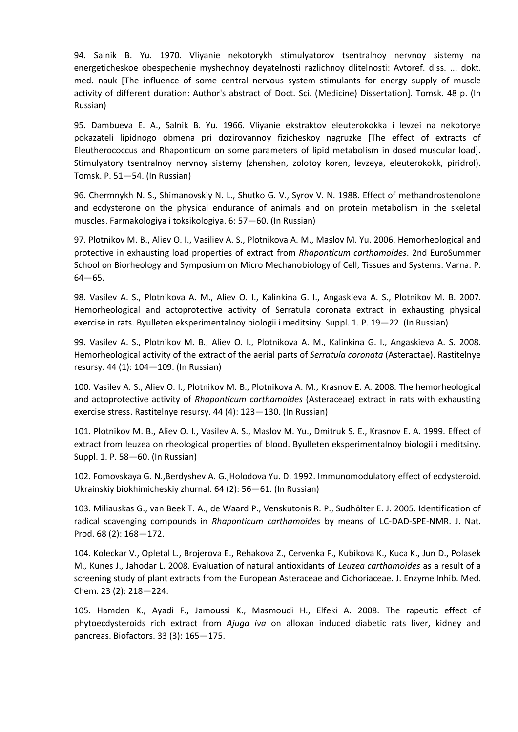94. Salnik B. Yu. 1970. Vliyanie nekotorykh stimulyatorov tsentralnoy nervnoy sistemy na energeticheskoe obespechenie myshechnoy deyatelnosti razlichnoy dlitelnosti: Avtoref. diss. ... dokt. med. nauk [The influence of some central nervous system stimulants for energy supply of muscle activity of different duration: Author's abstract of Doct. Sci. (Medicine) Dissertation]. Tomsk. 48 p. (In Russian)

95. Dambueva E. A., Salnik B. Yu. 1966. Vliyanie ekstraktov eleuterokokka i levzei na nekotorye pokazateli lipidnogo obmena pri dozirovannoy fizicheskoy nagruzke [The effect of extracts of Eleutherococcus and Rhaponticum on some parameters of lipid metabolism in dosed muscular load]. Stimulyatory tsentralnoy nervnoy sistemy (zhenshen, zolotoy koren, levzeya, eleuterokokk, piridrol). Tomsk. P. 51—54. (In Russian)

96. Chermnykh N. S., Shimanovskiy N. L., Shutko G. V., Syrov V. N. 1988. Effect of methandrostenolone and ecdysterone on the physical endurance of animals and on protein metabolism in the skeletal muscles. Farmakologiya i toksikologiya. 6: 57—60. (In Russian)

97. Plotnikov M. B., Aliev O. I., Vasiliev A. S., Plotnikova A. M., Maslov M. Yu. 2006. Hemorheological and protective in exhausting load properties of extract from *Rhaponticum carthamoides*. 2nd EuroSummer School on Biorheology and Symposium on Micro Mechanobiology of Cell, Tissues and Systems. Varna. P. 64—65.

98. Vasilev A. S., Plotnikova A. M., Aliev O. I., Kalinkina G. I., Angaskieva A. S., Plotnikov M. B. 2007. Hemorheological and actoprotective activity of Serratula coronata extract in exhausting physical exercise in rats. Byulleten eksperimentalnoy biologii i meditsiny. Suppl. 1. P. 19—22. (In Russian)

99. Vasilev A. S., Plotnikov M. B., Aliev O. I., Plotnikova A. M., Kalinkina G. I., Angaskieva A. S. 2008. Hemorheological activity of the extract of the aerial parts of *Serratula coronata* (Asteractae). Rastitelnye resursy. 44 (1): 104—109. (In Russian)

100. Vasilev A. S., Aliev O. I., Plotnikov M. B., Plotnikova A. M., Krasnov E. A. 2008. The hemorheological and actoprotective activity of *Rhaponticum carthamoides* (Asteraceae) extract in rats with exhausting exercise stress. Rastitelnye resursy. 44 (4): 123—130. (In Russian)

101. Plotnikov M. B., Aliev O. I., Vasilev A. S., Maslov M. Yu., Dmitruk S. E., Krasnov E. A. 1999. Effect of extract from leuzea on rheological properties of blood. Byulleten eksperimentalnoy biologii i meditsiny. Suppl. 1. P. 58—60. (In Russian)

102. Fomovskaya G. N.,Berdyshev A. G.,Holodova Yu. D. 1992. Immunomodulatory effect of ecdysteroid. Ukrainskiy biokhimicheskiy zhurnal. 64 (2): 56—61. (In Russian)

103. Miliauskas G., van Beek T. A., de Waard P., Venskutonis R. P., Sudhölter E. J. 2005. Identification of radical scavenging compounds in *Rhaponticum carthamoides* by means of LC-DAD-SPE-NMR. J. Nat. Prod. 68 (2): 168—172.

104. Koleckar V., Opletal L., Brojerova E., Rehakova Z., Cervenka F., Kubikova K., Kuca K., Jun D., Polasek M., Kunes J., Jahodar L. 2008. Evaluation of natural antioxidants of *Leuzea carthamoides* as a result of a screening study of plant extracts from the European Asteraceae and Cichoriaceae. J. Enzyme Inhib. Med. Chem. 23 (2): 218—224.

105. Hamden K., Ayadi F., Jamoussi K., Masmoudi H., Elfeki A. 2008. The rapeutic effect of phytoecdysteroids rich extract from *Ajuga iva* on alloxan induced diabetic rats liver, kidney and pancreas. Biofactors. 33 (3): 165—175.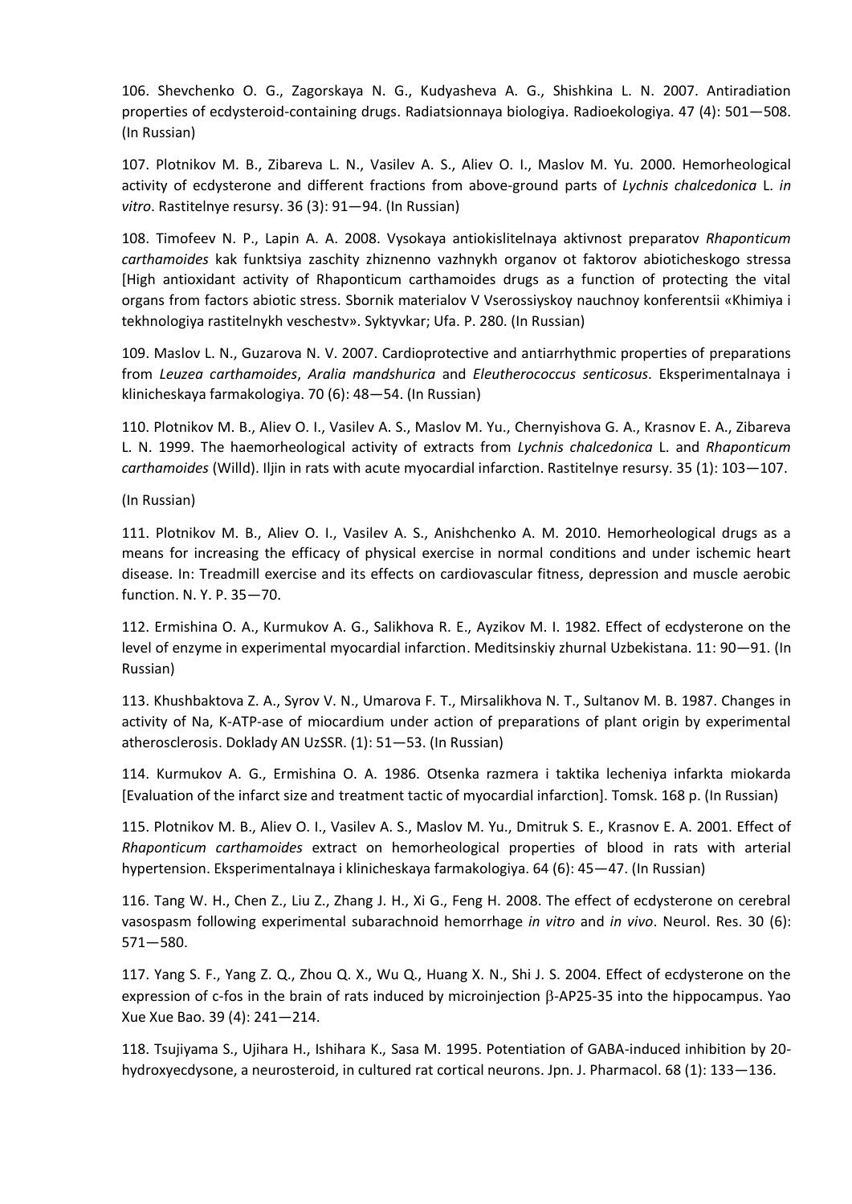106. Shevchenko O. G., Zagorskaya N. G., Kudyasheva A. G., Shishkina L. N. 2007. Antiradiation properties of ecdysteroid-containing drugs. Radiatsionnaya biologiya. Radioekologiya. 47 (4): 501—508. (In Russian)

107. Plotnikov M. B., Zibareva L. N., Vasilev A. S., Aliev O. I., Maslov M. Yu. 2000. Hemorheological activity of ecdysterone and different fractions from above-ground parts of *Lychnis chalcedonica* L. *in vitro*. Rastitelnye resursy. 36 (3): 91—94. (In Russian)

108. Timofeev N. P., Lapin A. A. 2008. Vysokaya antiokislitelnaya aktivnost preparatov *Rhaponticum carthamoides* kak funktsiya zaschity zhiznenno vazhnykh organov ot faktorov abioticheskogo stressa [High antioxidant activity of Rhaponticum carthamoides drugs as a function of protecting the vital organs from factors abiotic stress. Sbornik materialov V Vserossiyskoy nauchnoy konferentsii «Khimiya i tekhnologiya rastitelnykh veschestv». Syktyvkar; Ufa. P. 280. (In Russian)

109. Maslov L. N., Guzarova N. V. 2007. Cardioprotective and antiarrhythmic properties of preparations from *Leuzea carthamoides*, *Aralia mandshurica* and *Eleutherococcus senticosus*. Eksperimentalnaya i klinicheskaya farmakologiya. 70 (6): 48—54. (In Russian)

110. Plotnikov M. B., Aliev O. I., Vasilev A. S., Maslov M. Yu., Chernyishova G. A., Krasnov E. A., Zibareva L. N. 1999. The haemorheological activity of extracts from *Lychnis chalcedonica* L. and *Rhaponticum carthamoides* (Willd). Iljin in rats with acute myocardial infarction. Rastitelnye resursy. 35 (1): 103—107.

(In Russian)

111. Plotnikov M. B., Aliev O. I., Vasilev A. S., Anishchenko A. M. 2010. Hemorheological drugs as a means for increasing the efficacy of physical exercise in normal conditions and under ischemic heart disease. In: Treadmill exercise and its effects on cardiovascular fitness, depression and muscle aerobic function. N. Y. P. 35—70.

112. Ermishina O. A., Kurmukov A. G., Salikhova R. E., Ayzikov M. I. 1982. Effect of ecdysterone on the level of enzyme in experimental myocardial infarction. Meditsinskiy zhurnal Uzbekistana. 11: 90—91. (In Russian)

113. Khushbaktova Z. A., Syrov V. N., Umarova F. T., Mirsalikhova N. T., Sultanov M. B. 1987. Changes in activity of Na, K-ATP-ase of miocardium under action of preparations of plant origin by experimental atherosclerosis. Doklady AN UzSSR. (1): 51—53. (In Russian)

114. Kurmukov A. G., Ermishina O. A. 1986. Otsenka razmera i taktika lecheniya infarkta miokarda [Evaluation of the infarct size and treatment tactic of myocardial infarction]. Tomsk. 168 p. (In Russian)

115. Plotnikov M. B., Aliev O. I., Vasilev A. S., Maslov M. Yu., Dmitruk S. E., Krasnov E. A. 2001. Effect of *Rhaponticum carthamoides* extract on hemorheological properties of blood in rats with arterial hypertension. Eksperimentalnaya i klinicheskaya farmakologiya. 64 (6): 45—47. (In Russian)

116. Tang W. H., Chen Z., Liu Z., Zhang J. H., Xi G., Feng H. 2008. The effect of ecdysterone on cerebral vasospasm following experimental subarachnoid hemorrhage *in vitro* and *in vivo*. Neurol. Res. 30 (6): 571—580.

117. Yang S. F., Yang Z. Q., Zhou Q. X., Wu Q., Huang X. N., Shi J. S. 2004. Effect of ecdysterone on the expression of c-fos in the brain of rats induced by microinjection $\beta$-AP25-35 into the hippocampus. Yao Xue Xue Bao. 39 (4): 241—214.

118. Tsujiyama S., Ujihara H., Ishihara K., Sasa M. 1995. Potentiation of GABA-induced inhibition by 20-hydroxyecdysone, a neurosteroid, in cultured rat cortical neurons. Jpn. J. Pharmacol. 68 (1): 133—136.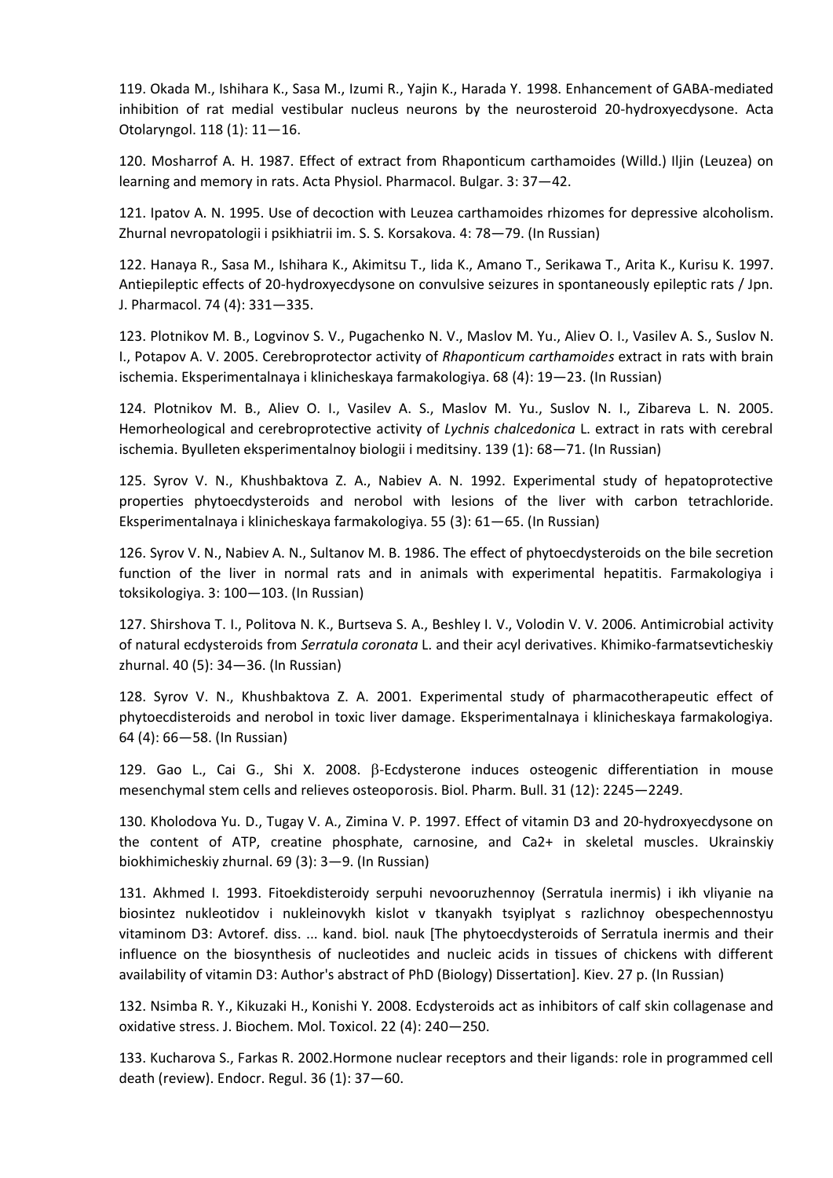119. Okada M., Ishihara K., Sasa M., Izumi R., Yajin K., Harada Y. 1998. Enhancement of GABA-mediated inhibition of rat medial vestibular nucleus neurons by the neurosteroid 20-hydroxyecdysone. Acta Otolaryngol. 118 (1): 11—16.

120. Mosharrof A. H. 1987. Effect of extract from Rhaponticum carthamoides (Willd.) Iljin (Leuzea) on learning and memory in rats. Acta Physiol. Pharmacol. Bulgar. 3: 37—42.

121. Ipatov A. N. 1995. Use of decoction with Leuzea carthamoides rhizomes for depressive alcoholism. Zhurnal nevropatologii i psikhiatrii im. S. S. Korsakova. 4: 78—79. (In Russian)

122. Hanaya R., Sasa M., Ishihara K., Akimitsu T., Iida K., Amano T., Serikawa T., Arita K., Kurisu K. 1997. Antiepileptic effects of 20-hydroxyecdysone on convulsive seizures in spontaneously epileptic rats / Jpn. J. Pharmacol. 74 (4): 331—335.

123. Plotnikov M. B., Logvinov S. V., Pugachenko N. V., Maslov M. Yu., Aliev O. I., Vasilev A. S., Suslov N. I., Potapov A. V. 2005. Cerebroprotector activity of *Rhaponticum carthamoides* extract in rats with brain ischemia. Eksperimentalnaya i klinicheskaya farmakologiya. 68 (4): 19—23. (In Russian)

124. Plotnikov M. B., Aliev O. I., Vasilev A. S., Maslov M. Yu., Suslov N. I., Zibareva L. N. 2005. Hemorheological and cerebroprotective activity of *Lychnis chalcedonica* L. extract in rats with cerebral ischemia. Byulleten eksperimentalnoy biologii i meditsiny. 139 (1): 68—71. (In Russian)

125. Syrov V. N., Khushbaktova Z. A., Nabiev A. N. 1992. Experimental study of hepatoprotective properties phytoecdysteroids and nerobol with lesions of the liver with carbon tetrachloride. Eksperimentalnaya i klinicheskaya farmakologiya. 55 (3): 61—65. (In Russian)

126. Syrov V. N., Nabiev A. N., Sultanov M. B. 1986. The effect of phytoecdysteroids on the bile secretion function of the liver in normal rats and in animals with experimental hepatitis. Farmakologiya i toksikologiya. 3: 100—103. (In Russian)

127. Shirshova T. I., Politova N. K., Burtseva S. A., Beshley I. V., Volodin V. V. 2006. Antimicrobial activity of natural ecdysteroids from *Serratula coronata* L. and their acyl derivatives. Khimiko-farmatsevticheskiy zhurnal. 40 (5): 34—36. (In Russian)

128. Syrov V. N., Khushbaktova Z. A. 2001. Experimental study of pharmacotherapeutic effect of phytoecdisteroids and nerobol in toxic liver damage. Eksperimentalnaya i klinicheskaya farmakologiya. 64 (4): 66—58. (In Russian)

129. Gao L., Cai G., Shi X. 2008. β-Ecdysterone induces osteogenic differentiation in mouse mesenchymal stem cells and relieves osteoporosis. Biol. Pharm. Bull. 31 (12): 2245—2249.

130. Kholodova Yu. D., Tugay V. A., Zimina V. P. 1997. Effect of vitamin D3 and 20-hydroxyecdysone on the content of ATP, creatine phosphate, carnosine, and Ca2+ in skeletal muscles. Ukrainskiy biokhimicheskiy zhurnal. 69 (3): 3—9. (In Russian)

131. Akhmed I. 1993. Fitoekdisteroidy serpuhi nevooruzhennoy (Serratula inermis) i ikh vliyanie na biosintez nukleotidov i nukleinovykh kislot v tkanyakh tsyiplyat s razlichnoy obespechennostyu vitaminom D3: Avtoref. diss. ... kand. biol. nauk [The phytoecdysteroids of Serratula inermis and their influence on the biosynthesis of nucleotides and nucleic acids in tissues of chickens with different availability of vitamin D3: Author's abstract of PhD (Biology) Dissertation]. Kiev. 27 p. (In Russian)

132. Nsimba R. Y., Kikuzaki H., Konishi Y. 2008. Ecdysteroids act as inhibitors of calf skin collagenase and oxidative stress. J. Biochem. Mol. Toxicol. 22 (4): 240—250.

133. Kucharova S., Farkas R. 2002.Hormone nuclear receptors and their ligands: role in programmed cell death (review). Endocr. Regul. 36 (1): 37—60.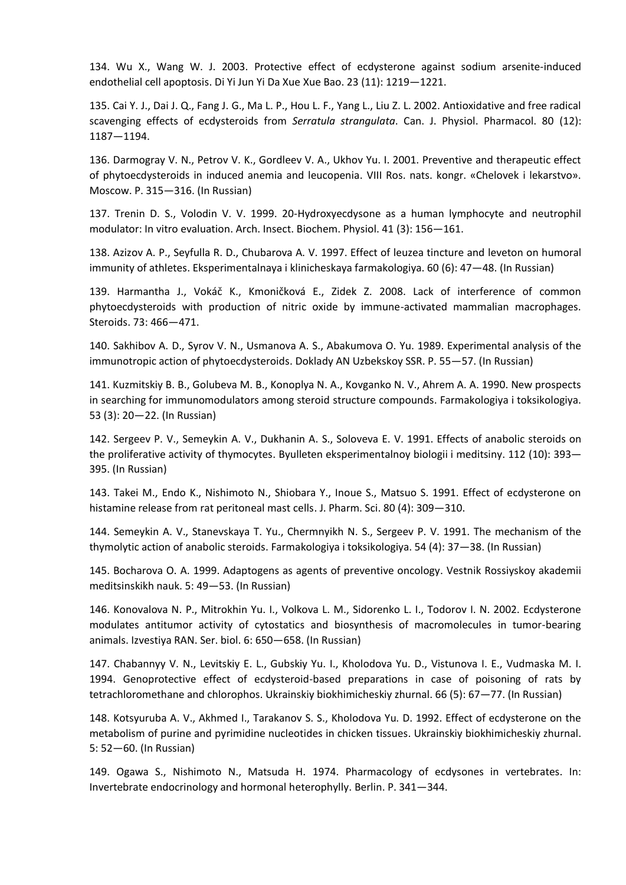134. Wu X., Wang W. J. 2003. Protective effect of ecdysterone against sodium arsenite-induced endothelial cell apoptosis. Di Yi Jun Yi Da Xue Xue Bao. 23 (11): 1219—1221.

135. Cai Y. J., Dai J. Q., Fang J. G., Ma L. P., Hou L. F., Yang L., Liu Z. L. 2002. Antioxidative and free radical scavenging effects of ecdysteroids from *Serratula strangulata*. Can. J. Physiol. Pharmacol. 80 (12): 1187—1194.

136. Darmogray V. N., Petrov V. K., Gordleev V. A., Ukhov Yu. I. 2001. Preventive and therapeutic effect of phytoecdysteroids in induced anemia and leucopenia. VIII Ros. nats. kongr. «Chelovek i lekarstvo». Moscow. P. 315—316. (In Russian)

137. Trenin D. S., Volodin V. V. 1999. 20-Hydroxyecdysone as a human lymphocyte and neutrophil modulator: In vitro evaluation. Arch. Insect. Biochem. Physiol. 41 (3): 156—161.

138. Azizov A. P., Seyfulla R. D., Chubarova A. V. 1997. Effect of leuzea tincture and leveton on humoral immunity of athletes. Eksperimentalnaya i klinicheskaya farmakologiya. 60 (6): 47—48. (In Russian)

139. Harmantha J., Vokáč K., Kmoničková E., Zidek Z. 2008. Lack of interference of common phytoecdysteroids with production of nitric oxide by immune-activated mammalian macrophages. Steroids. 73: 466—471.

140. Sakhibov A. D., Syrov V. N., Usmanova A. S., Abakumova O. Yu. 1989. Experimental analysis of the immunotropic action of phytoecdysteroids. Doklady AN Uzbekskoy SSR. P. 55—57. (In Russian)

141. Kuzmitskiy B. B., Golubeva M. B., Konoplya N. A., Kovganko N. V., Ahrem A. A. 1990. New prospects in searching for immunomodulators among steroid structure compounds. Farmakologiya i toksikologiya. 53 (3): 20—22. (In Russian)

142. Sergeev P. V., Semeykin A. V., Dukhanin A. S., Soloveva E. V. 1991. Effects of anabolic steroids on the proliferative activity of thymocytes. Byulleten eksperimentalnoy biologii i meditsiny. 112 (10): 393—395. (In Russian)

143. Takei M., Endo K., Nishimoto N., Shiobara Y., Inoue S., Matsuo S. 1991. Effect of ecdysterone on histamine release from rat peritoneal mast cells. J. Pharm. Sci. 80 (4): 309—310.

144. Semeykin A. V., Stanevskaya T. Yu., Chermnyikh N. S., Sergeev P. V. 1991. The mechanism of the thymolytic action of anabolic steroids. Farmakologiya i toksikologiya. 54 (4): 37—38. (In Russian)

145. Bocharova O. A. 1999. Adaptogens as agents of preventive oncology. Vestnik Rossiyskoy akademii meditsinskikh nauk. 5: 49—53. (In Russian)

146. Konovalova N. P., Mitrokhin Yu. I., Volkova L. M., Sidorenko L. I., Todorov I. N. 2002. Ecdysterone modulates antitumor activity of cytostatics and biosynthesis of macromolecules in tumor-bearing animals. Izvestiya RAN. Ser. biol. 6: 650—658. (In Russian)

147. Chabannyy V. N., Levitskiy E. L., Gubskiy Yu. I., Kholodova Yu. D., Vistunova I. E., Vudmaska M. I. 1994. Genoprotective effect of ecdysteroid-based preparations in case of poisoning of rats by tetrachloromethane and chlorophos. Ukrainskiy biokhimicheskiy zhurnal. 66 (5): 67—77. (In Russian)

148. Kotsyuruba A. V., Akhmed I., Tarakanov S. S., Kholodova Yu. D. 1992. Effect of ecdysterone on the metabolism of purine and pyrimidine nucleotides in chicken tissues. Ukrainskiy biokhimicheskiy zhurnal. 5: 52—60. (In Russian)

149. Ogawa S., Nishimoto N., Matsuda H. 1974. Pharmacology of ecdysones in vertebrates. In: Invertebrate endocrinology and hormonal heterophylly. Berlin. P. 341—344.